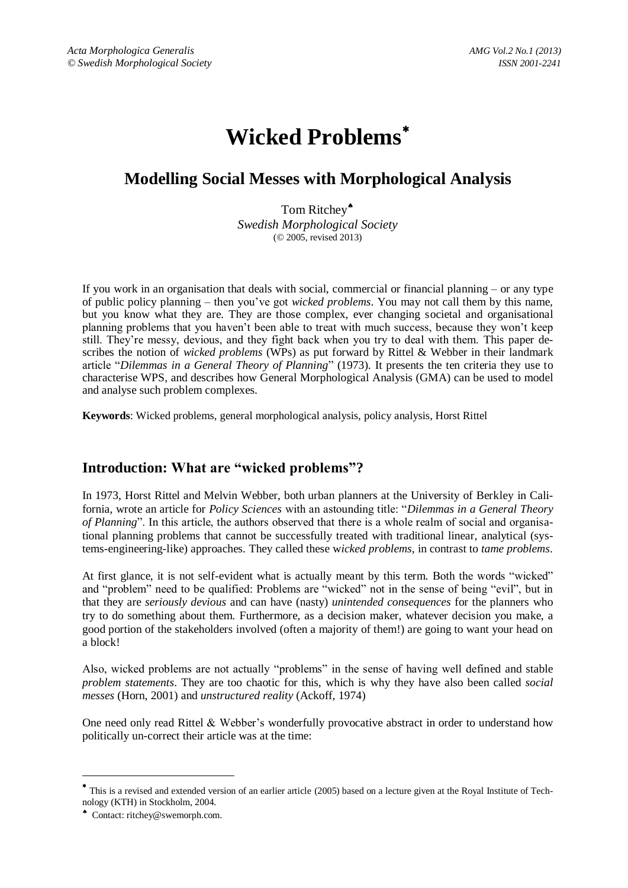# Wicked Problems[*]

## Modelling Social Messes with Morphological Analysis

Tom Ritchey[♠]
*Swedish Morphological Society*
(© 2005, revised 2013)

If you work in an organisation that deals with social, commercial or financial planning – or any type of public policy planning – then you've got *wicked problems*. You may not call them by this name, but you know what they are. They are those complex, ever changing societal and organisational planning problems that you haven't been able to treat with much success, because they won't keep still. They're messy, devious, and they fight back when you try to deal with them. This paper describes the notion of *wicked problems* (WPs) as put forward by Rittel & Webber in their landmark article "*Dilemmas in a General Theory of Planning*" (1973). It presents the ten criteria they use to characterise WPS, and describes how General Morphological Analysis (GMA) can be used to model and analyse such problem complexes.

**Keywords**: Wicked problems, general morphological analysis, policy analysis, Horst Rittel

## Introduction: What are "wicked problems"?

In 1973, Horst Rittel and Melvin Webber, both urban planners at the University of Berkley in California, wrote an article for *Policy Sciences* with an astounding title: "*Dilemmas in a General Theory of Planning*". In this article, the authors observed that there is a whole realm of social and organisational planning problems that cannot be successfully treated with traditional linear, analytical (systems-engineering-like) approaches. They called these w*icked problems*, in contrast to *tame problems*.

At first glance, it is not self-evident what is actually meant by this term. Both the words "wicked" and "problem" need to be qualified: Problems are "wicked" not in the sense of being "evil", but in that they are *seriously devious* and can have (nasty) *unintended consequences* for the planners who try to do something about them. Furthermore, as a decision maker, whatever decision you make, a good portion of the stakeholders involved (often a majority of them!) are going to want your head on a block!

Also, wicked problems are not actually "problems" in the sense of having well defined and stable *problem statements*. They are too chaotic for this, which is why they have also been called *social messes* (Horn, 2001) and *unstructured reality* (Ackoff, 1974)

One need only read Rittel & Webber's wonderfully provocative abstract in order to understand how politically un-correct their article was at the time:

---

[*] This is a revised and extended version of an earlier article (2005) based on a lecture given at the Royal Institute of Technology (KTH) in Stockholm, 2004.

[♠] Contact: ritchey@swemorph.com.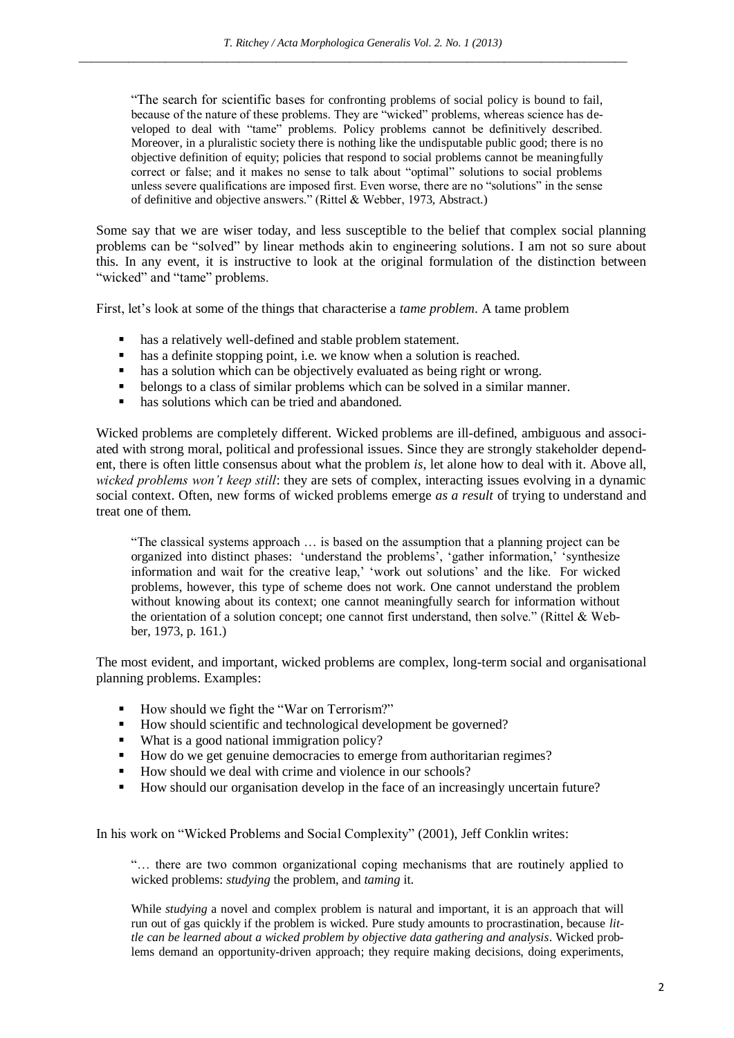> "The search for scientific bases for confronting problems of social policy is bound to fail, because of the nature of these problems. They are "wicked" problems, whereas science has developed to deal with "tame" problems. Policy problems cannot be definitively described. Moreover, in a pluralistic society there is nothing like the undisputable public good; there is no objective definition of equity; policies that respond to social problems cannot be meaningfully correct or false; and it makes no sense to talk about "optimal" solutions to social problems unless severe qualifications are imposed first. Even worse, there are no "solutions" in the sense of definitive and objective answers." (Rittel & Webber, 1973, Abstract.)

Some say that we are wiser today, and less susceptible to the belief that complex social planning problems can be "solved" by linear methods akin to engineering solutions. I am not so sure about this. In any event, it is instructive to look at the original formulation of the distinction between "wicked" and "tame" problems.

First, let's look at some of the things that characterise a *tame problem*. A tame problem

- has a relatively well-defined and stable problem statement.
- has a definite stopping point, i.e. we know when a solution is reached.
- has a solution which can be objectively evaluated as being right or wrong.
- belongs to a class of similar problems which can be solved in a similar manner.
- has solutions which can be tried and abandoned.

Wicked problems are completely different. Wicked problems are ill-defined, ambiguous and associated with strong moral, political and professional issues. Since they are strongly stakeholder dependent, there is often little consensus about what the problem *is*, let alone how to deal with it. Above all, *wicked problems won't keep still*: they are sets of complex, interacting issues evolving in a dynamic social context. Often, new forms of wicked problems emerge *as a result* of trying to understand and treat one of them.

> "The classical systems approach … is based on the assumption that a planning project can be organized into distinct phases: 'understand the problems', 'gather information,' 'synthesize information and wait for the creative leap,' 'work out solutions' and the like. For wicked problems, however, this type of scheme does not work. One cannot understand the problem without knowing about its context; one cannot meaningfully search for information without the orientation of a solution concept; one cannot first understand, then solve." (Rittel & Webber, 1973, p. 161.)

The most evident, and important, wicked problems are complex, long-term social and organisational planning problems. Examples:

- How should we fight the "War on Terrorism?"
- How should scientific and technological development be governed?
- What is a good national immigration policy?
- How do we get genuine democracies to emerge from authoritarian regimes?
- How should we deal with crime and violence in our schools?
- How should our organisation develop in the face of an increasingly uncertain future?

In his work on "Wicked Problems and Social Complexity" (2001), Jeff Conklin writes:

> "… there are two common organizational coping mechanisms that are routinely applied to wicked problems: *studying* the problem, and *taming* it.
>
> While *studying* a novel and complex problem is natural and important, it is an approach that will run out of gas quickly if the problem is wicked. Pure study amounts to procrastination, because *little can be learned about a wicked problem by objective data gathering and analysis*. Wicked problems demand an opportunity-driven approach; they require making decisions, doing experiments,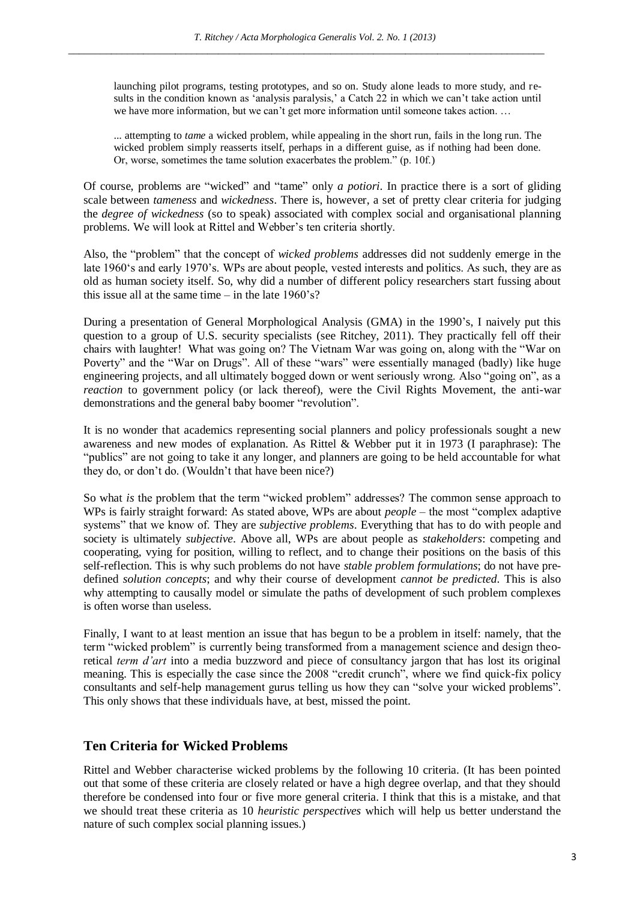> launching pilot programs, testing prototypes, and so on. Study alone leads to more study, and results in the condition known as 'analysis paralysis,' a Catch 22 in which we can't take action until we have more information, but we can't get more information until someone takes action. …
>
> ... attempting to *tame* a wicked problem, while appealing in the short run, fails in the long run. The wicked problem simply reasserts itself, perhaps in a different guise, as if nothing had been done. Or, worse, sometimes the tame solution exacerbates the problem." (p. 10f.)

Of course, problems are "wicked" and "tame" only *a potiori*. In practice there is a sort of gliding scale between *tameness* and *wickedness*. There is, however, a set of pretty clear criteria for judging the *degree of wickedness* (so to speak) associated with complex social and organisational planning problems. We will look at Rittel and Webber's ten criteria shortly.

Also, the "problem" that the concept of *wicked problems* addresses did not suddenly emerge in the late 1960's and early 1970's. WPs are about people, vested interests and politics. As such, they are as old as human society itself. So, why did a number of different policy researchers start fussing about this issue all at the same time – in the late 1960's?

During a presentation of General Morphological Analysis (GMA) in the 1990's, I naively put this question to a group of U.S. security specialists (see Ritchey, 2011). They practically fell off their chairs with laughter! What was going on? The Vietnam War was going on, along with the "War on Poverty" and the "War on Drugs". All of these "wars" were essentially managed (badly) like huge engineering projects, and all ultimately bogged down or went seriously wrong. Also "going on", as a *reaction* to government policy (or lack thereof), were the Civil Rights Movement, the anti-war demonstrations and the general baby boomer "revolution".

It is no wonder that academics representing social planners and policy professionals sought a new awareness and new modes of explanation. As Rittel & Webber put it in 1973 (I paraphrase): The "publics" are not going to take it any longer, and planners are going to be held accountable for what they do, or don't do. (Wouldn't that have been nice?)

So what *is* the problem that the term "wicked problem" addresses? The common sense approach to WPs is fairly straight forward: As stated above, WPs are about *people* – the most "complex adaptive systems" that we know of. They are *subjective problems*. Everything that has to do with people and society is ultimately *subjective*. Above all, WPs are about people as *stakeholders*: competing and cooperating, vying for position, willing to reflect, and to change their positions on the basis of this self-reflection. This is why such problems do not have *stable problem formulations*; do not have pre-defined *solution concepts*; and why their course of development *cannot be predicted*. This is also why attempting to causally model or simulate the paths of development of such problem complexes is often worse than useless.

Finally, I want to at least mention an issue that has begun to be a problem in itself: namely, that the term "wicked problem" is currently being transformed from a management science and design theoretical *term d'art* into a media buzzword and piece of consultancy jargon that has lost its original meaning. This is especially the case since the 2008 "credit crunch", where we find quick-fix policy consultants and self-help management gurus telling us how they can "solve your wicked problems". This only shows that these individuals have, at best, missed the point.

## Ten Criteria for Wicked Problems

Rittel and Webber characterise wicked problems by the following 10 criteria. (It has been pointed out that some of these criteria are closely related or have a high degree overlap, and that they should therefore be condensed into four or five more general criteria. I think that this is a mistake, and that we should treat these criteria as 10 *heuristic perspectives* which will help us better understand the nature of such complex social planning issues.)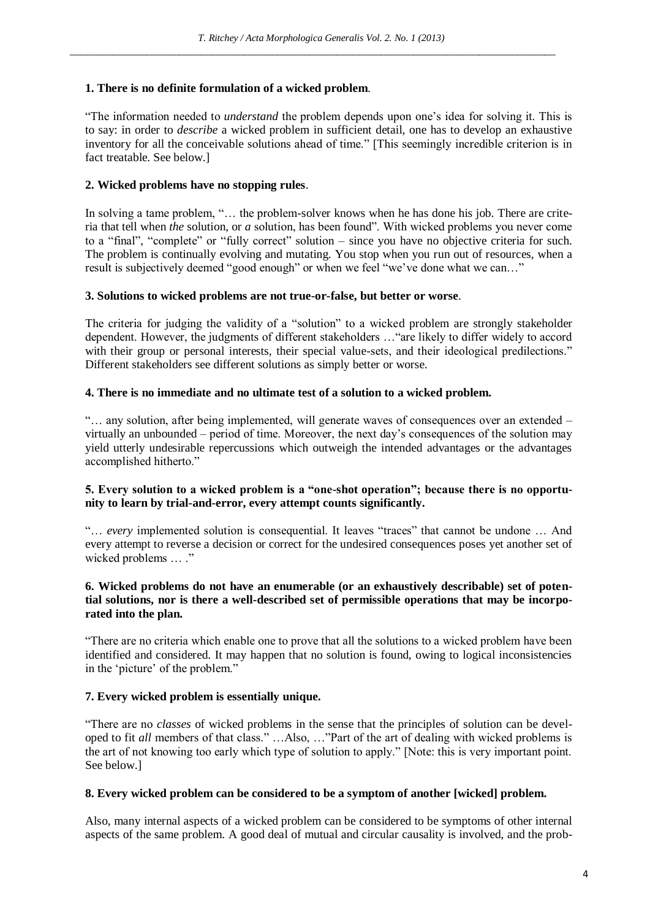**1. There is no definite formulation of a wicked problem**.

"The information needed to *understand* the problem depends upon one's idea for solving it. This is to say: in order to *describe* a wicked problem in sufficient detail, one has to develop an exhaustive inventory for all the conceivable solutions ahead of time." [This seemingly incredible criterion is in fact treatable. See below.]

**2. Wicked problems have no stopping rules**.

In solving a tame problem, "… the problem-solver knows when he has done his job. There are criteria that tell when *the* solution, or *a* solution, has been found". With wicked problems you never come to a "final", "complete" or "fully correct" solution – since you have no objective criteria for such. The problem is continually evolving and mutating. You stop when you run out of resources, when a result is subjectively deemed "good enough" or when we feel "we've done what we can…"

**3. Solutions to wicked problems are not true-or-false, but better or worse**.

The criteria for judging the validity of a "solution" to a wicked problem are strongly stakeholder dependent. However, the judgments of different stakeholders …"are likely to differ widely to accord with their group or personal interests, their special value-sets, and their ideological predilections." Different stakeholders see different solutions as simply better or worse.

**4. There is no immediate and no ultimate test of a solution to a wicked problem.**

"… any solution, after being implemented, will generate waves of consequences over an extended – virtually an unbounded – period of time. Moreover, the next day's consequences of the solution may yield utterly undesirable repercussions which outweigh the intended advantages or the advantages accomplished hitherto."

**5. Every solution to a wicked problem is a "one-shot operation"; because there is no opportunity to learn by trial-and-error, every attempt counts significantly.**

"… *every* implemented solution is consequential. It leaves "traces" that cannot be undone … And every attempt to reverse a decision or correct for the undesired consequences poses yet another set of wicked problems … ."

**6. Wicked problems do not have an enumerable (or an exhaustively describable) set of potential solutions, nor is there a well-described set of permissible operations that may be incorporated into the plan.**

"There are no criteria which enable one to prove that all the solutions to a wicked problem have been identified and considered. It may happen that no solution is found, owing to logical inconsistencies in the 'picture' of the problem."

**7. Every wicked problem is essentially unique.**

"There are no *classes* of wicked problems in the sense that the principles of solution can be developed to fit *all* members of that class." …Also, …"Part of the art of dealing with wicked problems is the art of not knowing too early which type of solution to apply." [Note: this is very important point. See below.]

**8. Every wicked problem can be considered to be a symptom of another [wicked] problem.**

Also, many internal aspects of a wicked problem can be considered to be symptoms of other internal aspects of the same problem. A good deal of mutual and circular causality is involved, and the prob-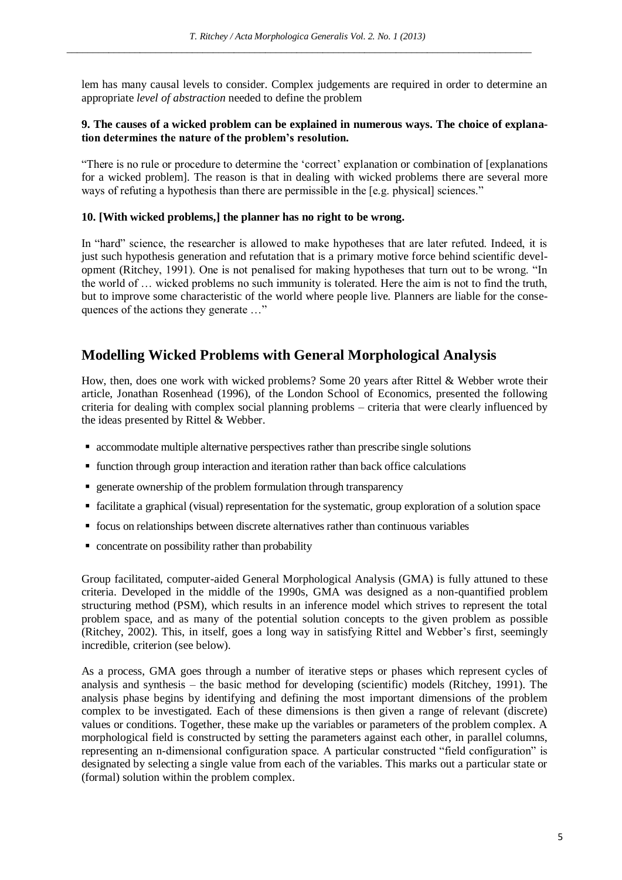lem has many causal levels to consider. Complex judgements are required in order to determine an appropriate *level of abstraction* needed to define the problem

**9. The causes of a wicked problem can be explained in numerous ways. The choice of explanation determines the nature of the problem's resolution.**

"There is no rule or procedure to determine the 'correct' explanation or combination of [explanations for a wicked problem]. The reason is that in dealing with wicked problems there are several more ways of refuting a hypothesis than there are permissible in the [e.g. physical] sciences."

**10. [With wicked problems,] the planner has no right to be wrong.**

In "hard" science, the researcher is allowed to make hypotheses that are later refuted. Indeed, it is just such hypothesis generation and refutation that is a primary motive force behind scientific development (Ritchey, 1991). One is not penalised for making hypotheses that turn out to be wrong. "In the world of … wicked problems no such immunity is tolerated. Here the aim is not to find the truth, but to improve some characteristic of the world where people live. Planners are liable for the consequences of the actions they generate …"

## Modelling Wicked Problems with General Morphological Analysis

How, then, does one work with wicked problems? Some 20 years after Rittel & Webber wrote their article, Jonathan Rosenhead (1996), of the London School of Economics, presented the following criteria for dealing with complex social planning problems – criteria that were clearly influenced by the ideas presented by Rittel & Webber.

- accommodate multiple alternative perspectives rather than prescribe single solutions
- function through group interaction and iteration rather than back office calculations
- generate ownership of the problem formulation through transparency
- facilitate a graphical (visual) representation for the systematic, group exploration of a solution space
- focus on relationships between discrete alternatives rather than continuous variables
- concentrate on possibility rather than probability

Group facilitated, computer-aided General Morphological Analysis (GMA) is fully attuned to these criteria. Developed in the middle of the 1990s, GMA was designed as a non-quantified problem structuring method (PSM), which results in an inference model which strives to represent the total problem space, and as many of the potential solution concepts to the given problem as possible (Ritchey, 2002). This, in itself, goes a long way in satisfying Rittel and Webber's first, seemingly incredible, criterion (see below).

As a process, GMA goes through a number of iterative steps or phases which represent cycles of analysis and synthesis – the basic method for developing (scientific) models (Ritchey, 1991). The analysis phase begins by identifying and defining the most important dimensions of the problem complex to be investigated. Each of these dimensions is then given a range of relevant (discrete) values or conditions. Together, these make up the variables or parameters of the problem complex. A morphological field is constructed by setting the parameters against each other, in parallel columns, representing an n-dimensional configuration space. A particular constructed "field configuration" is designated by selecting a single value from each of the variables. This marks out a particular state or (formal) solution within the problem complex.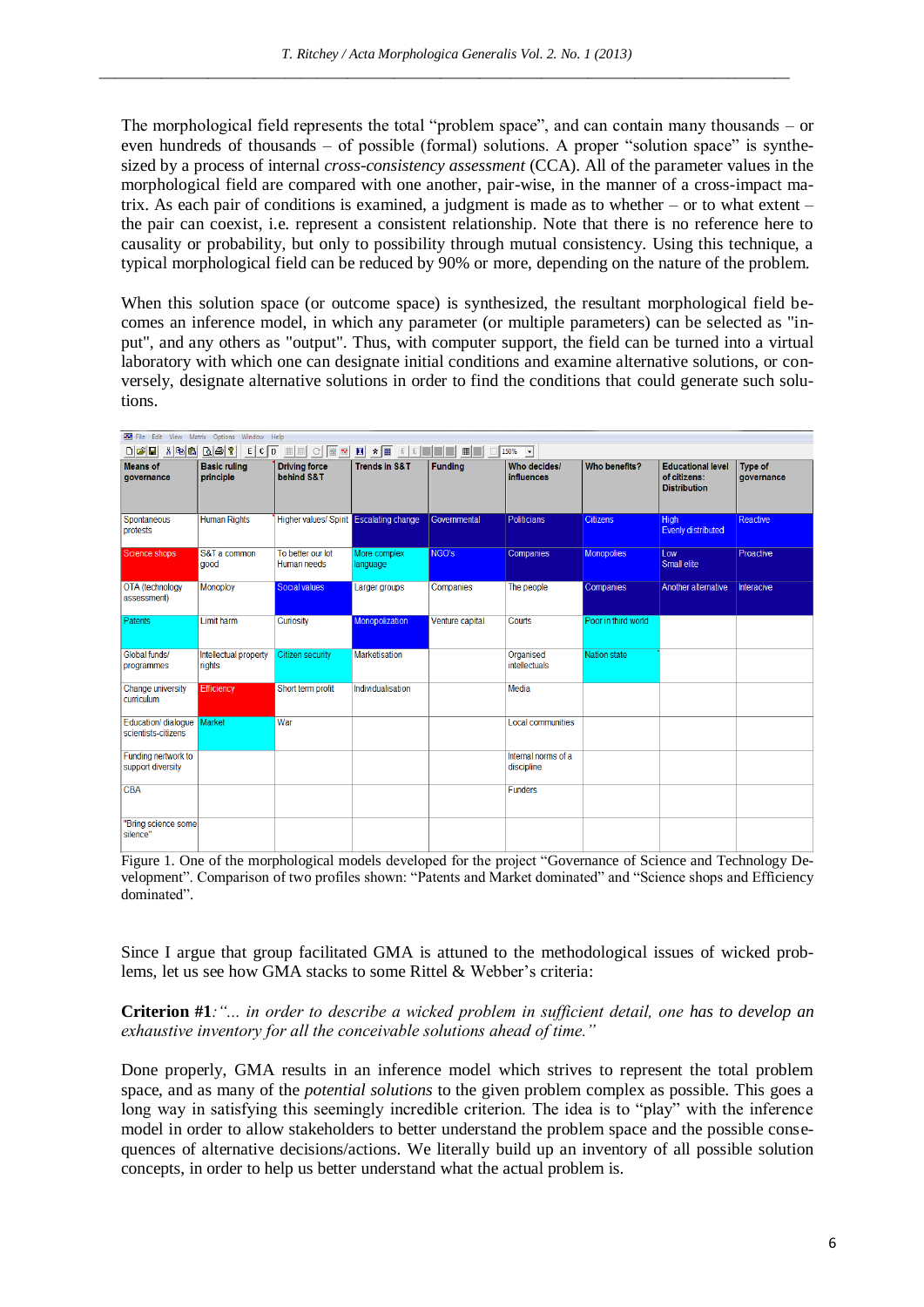The morphological field represents the total "problem space", and can contain many thousands – or even hundreds of thousands – of possible (formal) solutions. A proper "solution space" is synthesized by a process of internal *cross-consistency assessment* (CCA). All of the parameter values in the morphological field are compared with one another, pair-wise, in the manner of a cross-impact matrix. As each pair of conditions is examined, a judgment is made as to whether – or to what extent – the pair can coexist, i.e. represent a consistent relationship. Note that there is no reference here to causality or probability, but only to possibility through mutual consistency. Using this technique, a typical morphological field can be reduced by 90% or more, depending on the nature of the problem.

When this solution space (or outcome space) is synthesized, the resultant morphological field becomes an inference model, in which any parameter (or multiple parameters) can be selected as "input", and any others as "output". Thus, with computer support, the field can be turned into a virtual laboratory with which one can designate initial conditions and examine alternative solutions, or conversely, designate alternative solutions in order to find the conditions that could generate such solutions.

| Means of governance | Basic ruling principle | Driving force behind S&T | Trends in S&T | Funding | Who decides/ influences | Who benefits? | Educational level of citizens: Distribution | Type of governance |
|---|---|---|---|---|---|---|---|---|
| Spontaneous protests | Human Rights | Higher values/ Spirit | Escalating change | Governmental | Politicians | Citizens | High Evenly distributed | Reactive |
| Science shops | S&T a common good | To better our lot Human needs | More complex language | NGO's | Companies | Monopolies | Low Small elite | Proactive |
| OTA (technology assessment) | Monoploy | Social values | Larger groups | Companies | The people | Companies | Another alternative | Interacive |
| Patents | Limit harm | Curiosity | Monopolization | Venture capital | Courts | Poor in third world | | |
| Global funds/ programmes | Intellectual property rights | Citizen security | Marketisation | | Organised intellectuals | Nation state | | |
| Change university curriculum | Efficiency | Short term profit | Individualisation | | Media | | | |
| Education/ dialogue scientists-citizens | Market | War | | | Local communities | | | |
| Funding network to support diversity | | | | | Internal norms of a discipline | | | |
| CBA | | | | | Funders | | | |
| "Bring science some silence" | | | | | | | | |

Figure 1. One of the morphological models developed for the project "Governance of Science and Technology Development". Comparison of two profiles shown: "Patents and Market dominated" and "Science shops and Efficiency dominated".

Since I argue that group facilitated GMA is attuned to the methodological issues of wicked problems, let us see how GMA stacks to some Rittel & Webber's criteria:

**Criterion #1**:*"... in order to describe a wicked problem in sufficient detail, one has to develop an exhaustive inventory for all the conceivable solutions ahead of time."*

Done properly, GMA results in an inference model which strives to represent the total problem space, and as many of the *potential solutions* to the given problem complex as possible. This goes a long way in satisfying this seemingly incredible criterion. The idea is to "play" with the inference model in order to allow stakeholders to better understand the problem space and the possible consequences of alternative decisions/actions. We literally build up an inventory of all possible solution concepts, in order to help us better understand what the actual problem is.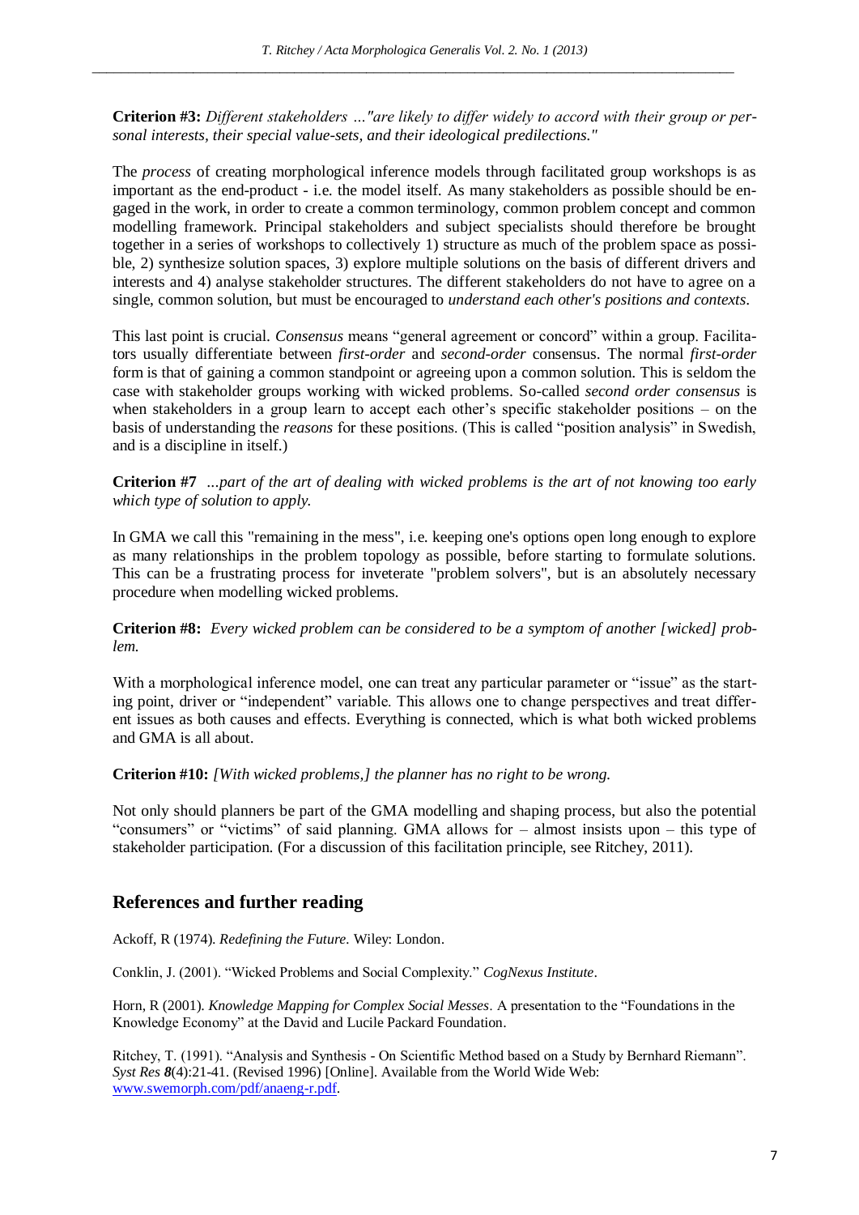**Criterion #3:** *Different stakeholders ..."are likely to differ widely to accord with their group or personal interests, their special value-sets, and their ideological predilections."*

The *process* of creating morphological inference models through facilitated group workshops is as important as the end-product - i.e. the model itself. As many stakeholders as possible should be engaged in the work, in order to create a common terminology, common problem concept and common modelling framework. Principal stakeholders and subject specialists should therefore be brought together in a series of workshops to collectively 1) structure as much of the problem space as possible, 2) synthesize solution spaces, 3) explore multiple solutions on the basis of different drivers and interests and 4) analyse stakeholder structures. The different stakeholders do not have to agree on a single, common solution, but must be encouraged to *understand each other's positions and contexts*.

This last point is crucial. *Consensus* means "general agreement or concord" within a group. Facilitators usually differentiate between *first-order* and *second-order* consensus. The normal *first-order* form is that of gaining a common standpoint or agreeing upon a common solution. This is seldom the case with stakeholder groups working with wicked problems. So-called *second order consensus* is when stakeholders in a group learn to accept each other's specific stakeholder positions – on the basis of understanding the *reasons* for these positions. (This is called "position analysis" in Swedish, and is a discipline in itself.)

**Criterion #7** *...part of the art of dealing with wicked problems is the art of not knowing too early which type of solution to apply.*

In GMA we call this "remaining in the mess", i.e. keeping one's options open long enough to explore as many relationships in the problem topology as possible, before starting to formulate solutions. This can be a frustrating process for inveterate "problem solvers", but is an absolutely necessary procedure when modelling wicked problems.

**Criterion #8:** *Every wicked problem can be considered to be a symptom of another [wicked] problem.*

With a morphological inference model, one can treat any particular parameter or "issue" as the starting point, driver or "independent" variable. This allows one to change perspectives and treat different issues as both causes and effects. Everything is connected, which is what both wicked problems and GMA is all about.

**Criterion #10:** *[With wicked problems,] the planner has no right to be wrong.*

Not only should planners be part of the GMA modelling and shaping process, but also the potential "consumers" or "victims" of said planning. GMA allows for – almost insists upon – this type of stakeholder participation. (For a discussion of this facilitation principle, see Ritchey, 2011).

## References and further reading

Ackoff, R (1974). *Redefining the Future*. Wiley: London.

Conklin, J. (2001). "Wicked Problems and Social Complexity." *CogNexus Institute*.

Horn, R (2001). *Knowledge Mapping for Complex Social Messes*. A presentation to the "Foundations in the Knowledge Economy" at the David and Lucile Packard Foundation.

Ritchey, T. (1991). "Analysis and Synthesis - On Scientific Method based on a Study by Bernhard Riemann". *Syst Res* ***8***(4):21-41. (Revised 1996) [Online]. Available from the World Wide Web: www.swemorph.com/pdf/anaeng-r.pdf.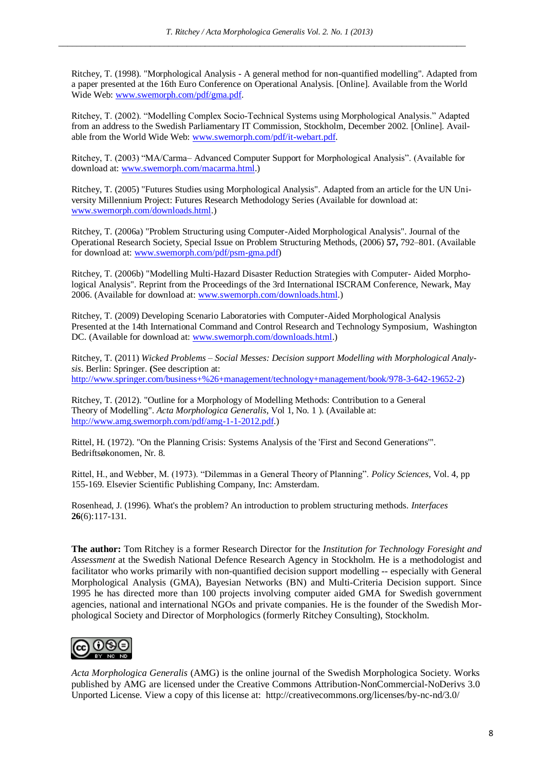Ritchey, T. (1998). "Morphological Analysis - A general method for non-quantified modelling". Adapted from a paper presented at the 16th Euro Conference on Operational Analysis. [Online]. Available from the World Wide Web: www.swemorph.com/pdf/gma.pdf.

Ritchey, T. (2002). "Modelling Complex Socio-Technical Systems using Morphological Analysis." Adapted from an address to the Swedish Parliamentary IT Commission, Stockholm, December 2002. [Online]. Available from the World Wide Web: www.swemorph.com/pdf/it-webart.pdf.

Ritchey, T. (2003) "MA/Carma– Advanced Computer Support for Morphological Analysis". (Available for download at: www.swemorph.com/macarma.html.)

Ritchey, T. (2005) "Futures Studies using Morphological Analysis". Adapted from an article for the UN University Millennium Project: Futures Research Methodology Series (Available for download at: www.swemorph.com/downloads.html.)

Ritchey, T. (2006a) "Problem Structuring using Computer-Aided Morphological Analysis". Journal of the Operational Research Society, Special Issue on Problem Structuring Methods, (2006) **57,** 792–801. (Available for download at: www.swemorph.com/pdf/psm-gma.pdf)

Ritchey, T. (2006b) "Modelling Multi-Hazard Disaster Reduction Strategies with Computer- Aided Morphological Analysis". Reprint from the Proceedings of the 3rd International ISCRAM Conference, Newark, May 2006. (Available for download at: www.swemorph.com/downloads.html.)

Ritchey, T. (2009) Developing Scenario Laboratories with Computer-Aided Morphological Analysis Presented at the 14th International Command and Control Research and Technology Symposium, Washington DC. (Available for download at: www.swemorph.com/downloads.html.)

Ritchey, T. (2011) *Wicked Problems – Social Messes: Decision support Modelling with Morphological Analysis*. Berlin: Springer. **(**See description at: http://www.springer.com/business+%26+management/technology+management/book/978-3-642-19652-2)

Ritchey, T. (2012). "Outline for a Morphology of Modelling Methods: Contribution to a General Theory of Modelling". *Acta Morphologica Generalis*, Vol 1, No. 1 ). (Available at: http://www.amg.swemorph.com/pdf/amg-1-1-2012.pdf.)

Rittel, H. (1972). "On the Planning Crisis: Systems Analysis of the 'First and Second Generations'". Bedriftsøkonomen, Nr. 8.

Rittel, H., and Webber, M. (1973). "Dilemmas in a General Theory of Planning". *Policy Sciences*, Vol. 4, pp 155-169. Elsevier Scientific Publishing Company, Inc: Amsterdam.

Rosenhead, J. (1996). What's the problem? An introduction to problem structuring methods. *Interfaces* **26**(6):117-131.

**The author:** Tom Ritchey is a former Research Director for the *Institution for Technology Foresight and Assessment* at the Swedish National Defence Research Agency in Stockholm. He is a methodologist and facilitator who works primarily with non-quantified decision support modelling -- especially with General Morphological Analysis (GMA), Bayesian Networks (BN) and Multi-Criteria Decision support. Since 1995 he has directed more than 100 projects involving computer aided GMA for Swedish government agencies, national and international NGOs and private companies. He is the founder of the Swedish Morphological Society and Director of Morphologics (formerly Ritchey Consulting), Stockholm.

*Acta Morphologica Generalis* (AMG) is the online journal of the Swedish Morphologica Society. Works published by AMG are licensed under the Creative Commons Attribution-NonCommercial-NoDerivs 3.0 Unported License. View a copy of this license at: http://creativecommons.org/licenses/by-nc-nd/3.0/